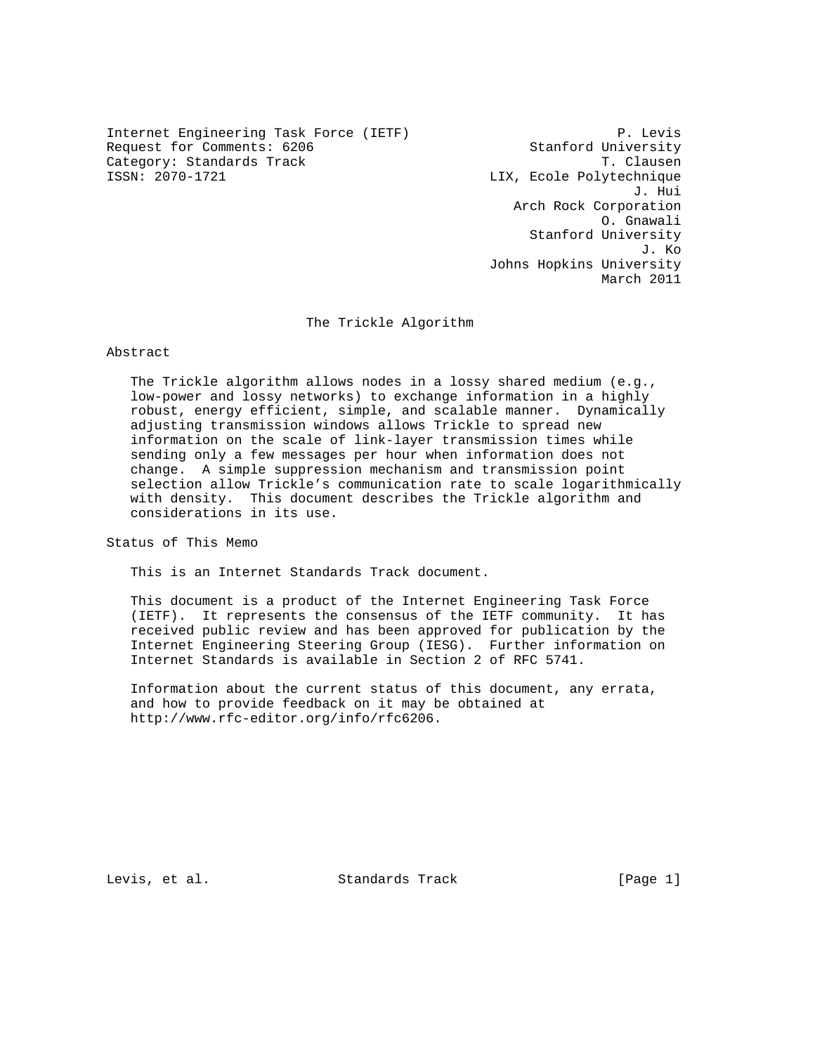Internet Engineering Task Force (IETF) — P. Levis, Stanford University
Request for Comments: 6206 — T. Clausen, LIX, Ecole Polytechnique
Category: Standards Track — J. Hui, Arch Rock Corporation
ISSN: 2070-1721 — O. Gnawali, Stanford University
J. Ko, Johns Hopkins University
March 2011

# The Trickle Algorithm

## Abstract

The Trickle algorithm allows nodes in a lossy shared medium (e.g., low-power and lossy networks) to exchange information in a highly robust, energy efficient, simple, and scalable manner. Dynamically adjusting transmission windows allows Trickle to spread new information on the scale of link-layer transmission times while sending only a few messages per hour when information does not change. A simple suppression mechanism and transmission point selection allow Trickle's communication rate to scale logarithmically with density. This document describes the Trickle algorithm and considerations in its use.

## Status of This Memo

This is an Internet Standards Track document.

This document is a product of the Internet Engineering Task Force (IETF). It represents the consensus of the IETF community. It has received public review and has been approved for publication by the Internet Engineering Steering Group (IESG). Further information on Internet Standards is available in Section 2 of RFC 5741.

Information about the current status of this document, any errata, and how to provide feedback on it may be obtained at http://www.rfc-editor.org/info/rfc6206.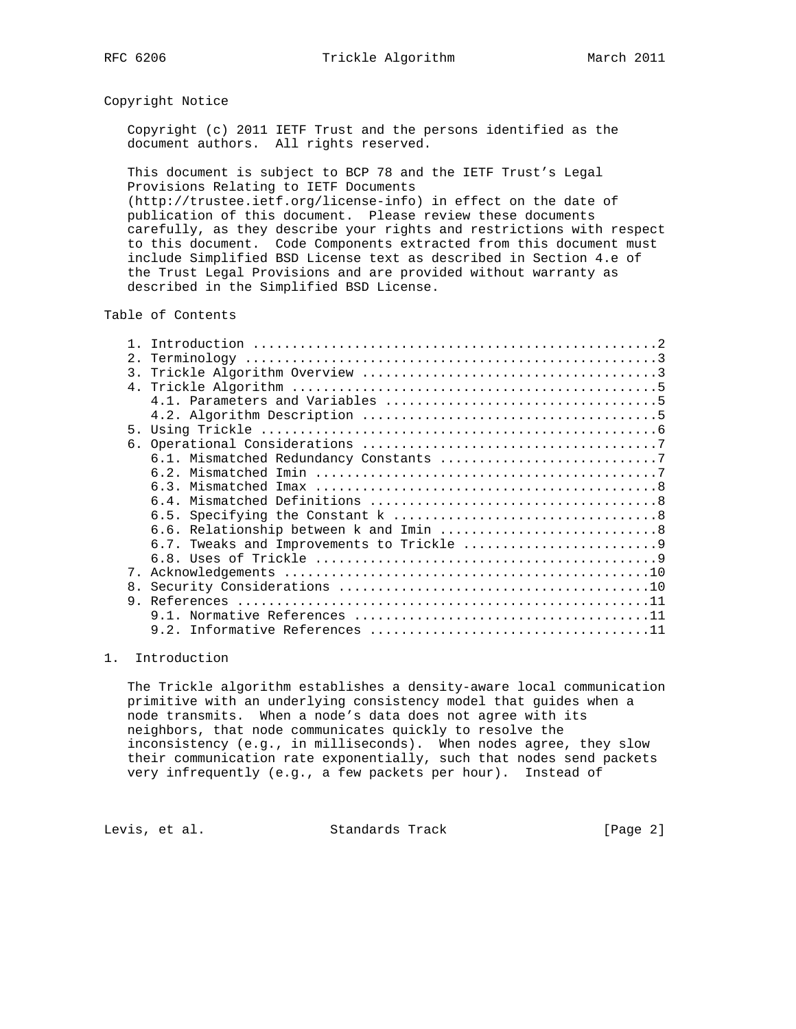## Copyright Notice

Copyright (c) 2011 IETF Trust and the persons identified as the document authors. All rights reserved.

This document is subject to BCP 78 and the IETF Trust's Legal Provisions Relating to IETF Documents (http://trustee.ietf.org/license-info) in effect on the date of publication of this document. Please review these documents carefully, as they describe your rights and restrictions with respect to this document. Code Components extracted from this document must include Simplified BSD License text as described in Section 4.e of the Trust Legal Provisions and are provided without warranty as described in the Simplified BSD License.

## Table of Contents

```
   1. Introduction ....................................................2
   2. Terminology .....................................................3
   3. Trickle Algorithm Overview ......................................3
   4. Trickle Algorithm ...............................................5
      4.1. Parameters and Variables ...................................5
      4.2. Algorithm Description ......................................5
   5. Using Trickle ...................................................6
   6. Operational Considerations ......................................7
      6.1. Mismatched Redundancy Constants ............................7
      6.2. Mismatched Imin ............................................7
      6.3. Mismatched Imax ............................................8
      6.4. Mismatched Definitions .....................................8
      6.5. Specifying the Constant k ..................................8
      6.6. Relationship between k and Imin ............................8
      6.7. Tweaks and Improvements to Trickle .........................9
      6.8. Uses of Trickle ............................................9
   7. Acknowledgements ...............................................10
   8. Security Considerations ........................................10
   9. References .....................................................11
      9.1. Normative References ......................................11
      9.2. Informative References ....................................11
```

## 1. Introduction

The Trickle algorithm establishes a density-aware local communication primitive with an underlying consistency model that guides when a node transmits. When a node's data does not agree with its neighbors, that node communicates quickly to resolve the inconsistency (e.g., in milliseconds). When nodes agree, they slow their communication rate exponentially, such that nodes send packets very infrequently (e.g., a few packets per hour). Instead of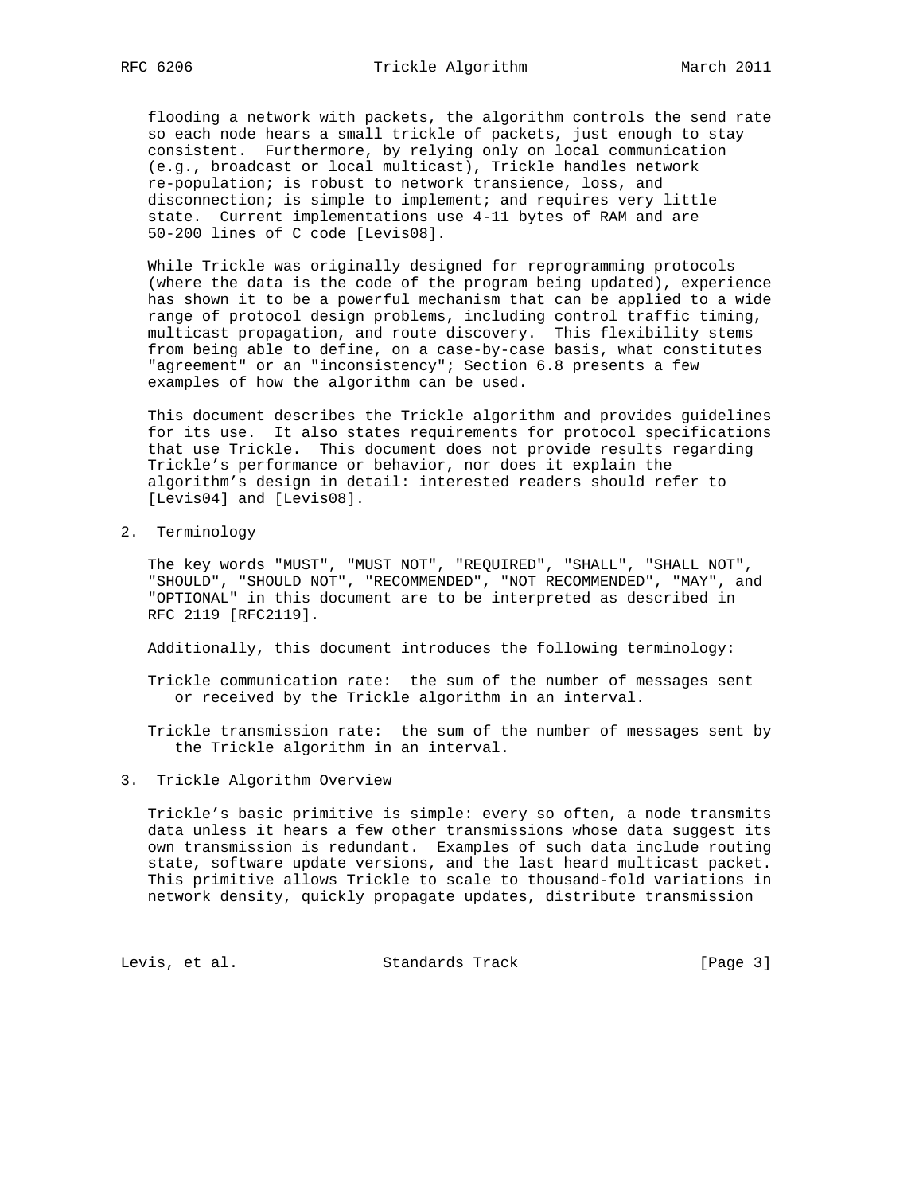flooding a network with packets, the algorithm controls the send rate so each node hears a small trickle of packets, just enough to stay consistent. Furthermore, by relying only on local communication (e.g., broadcast or local multicast), Trickle handles network re-population; is robust to network transience, loss, and disconnection; is simple to implement; and requires very little state. Current implementations use 4-11 bytes of RAM and are 50-200 lines of C code [Levis08].

While Trickle was originally designed for reprogramming protocols (where the data is the code of the program being updated), experience has shown it to be a powerful mechanism that can be applied to a wide range of protocol design problems, including control traffic timing, multicast propagation, and route discovery. This flexibility stems from being able to define, on a case-by-case basis, what constitutes "agreement" or an "inconsistency"; Section 6.8 presents a few examples of how the algorithm can be used.

This document describes the Trickle algorithm and provides guidelines for its use. It also states requirements for protocol specifications that use Trickle. This document does not provide results regarding Trickle's performance or behavior, nor does it explain the algorithm's design in detail: interested readers should refer to [Levis04] and [Levis08].

## 2. Terminology

The key words "MUST", "MUST NOT", "REQUIRED", "SHALL", "SHALL NOT", "SHOULD", "SHOULD NOT", "RECOMMENDED", "NOT RECOMMENDED", "MAY", and "OPTIONAL" in this document are to be interpreted as described in RFC 2119 [RFC2119].

Additionally, this document introduces the following terminology:

Trickle communication rate: the sum of the number of messages sent or received by the Trickle algorithm in an interval.

Trickle transmission rate: the sum of the number of messages sent by the Trickle algorithm in an interval.

## 3. Trickle Algorithm Overview

Trickle's basic primitive is simple: every so often, a node transmits data unless it hears a few other transmissions whose data suggest its own transmission is redundant. Examples of such data include routing state, software update versions, and the last heard multicast packet. This primitive allows Trickle to scale to thousand-fold variations in network density, quickly propagate updates, distribute transmission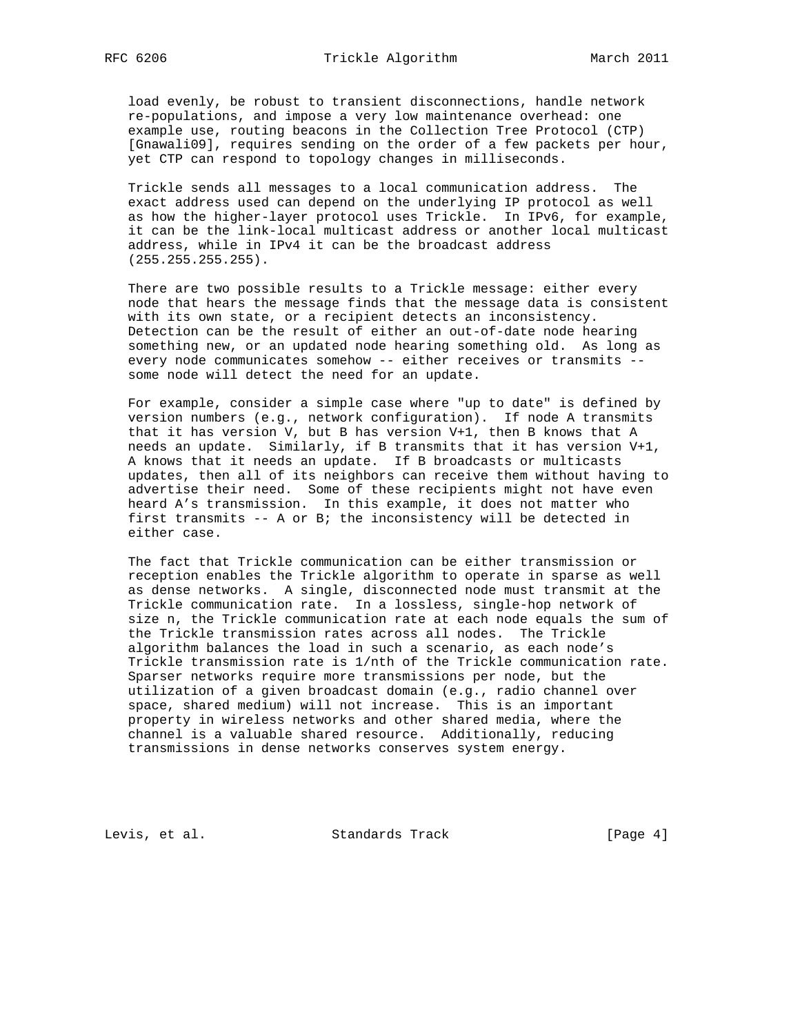load evenly, be robust to transient disconnections, handle network re-populations, and impose a very low maintenance overhead: one example use, routing beacons in the Collection Tree Protocol (CTP) [Gnawali09], requires sending on the order of a few packets per hour, yet CTP can respond to topology changes in milliseconds.

Trickle sends all messages to a local communication address. The exact address used can depend on the underlying IP protocol as well as how the higher-layer protocol uses Trickle. In IPv6, for example, it can be the link-local multicast address or another local multicast address, while in IPv4 it can be the broadcast address (255.255.255.255).

There are two possible results to a Trickle message: either every node that hears the message finds that the message data is consistent with its own state, or a recipient detects an inconsistency. Detection can be the result of either an out-of-date node hearing something new, or an updated node hearing something old. As long as every node communicates somehow -- either receives or transmits -- some node will detect the need for an update.

For example, consider a simple case where "up to date" is defined by version numbers (e.g., network configuration). If node A transmits that it has version V, but B has version V+1, then B knows that A needs an update. Similarly, if B transmits that it has version V+1, A knows that it needs an update. If B broadcasts or multicasts updates, then all of its neighbors can receive them without having to advertise their need. Some of these recipients might not have even heard A's transmission. In this example, it does not matter who first transmits -- A or B; the inconsistency will be detected in either case.

The fact that Trickle communication can be either transmission or reception enables the Trickle algorithm to operate in sparse as well as dense networks. A single, disconnected node must transmit at the Trickle communication rate. In a lossless, single-hop network of size n, the Trickle communication rate at each node equals the sum of the Trickle transmission rates across all nodes. The Trickle algorithm balances the load in such a scenario, as each node's Trickle transmission rate is 1/nth of the Trickle communication rate. Sparser networks require more transmissions per node, but the utilization of a given broadcast domain (e.g., radio channel over space, shared medium) will not increase. This is an important property in wireless networks and other shared media, where the channel is a valuable shared resource. Additionally, reducing transmissions in dense networks conserves system energy.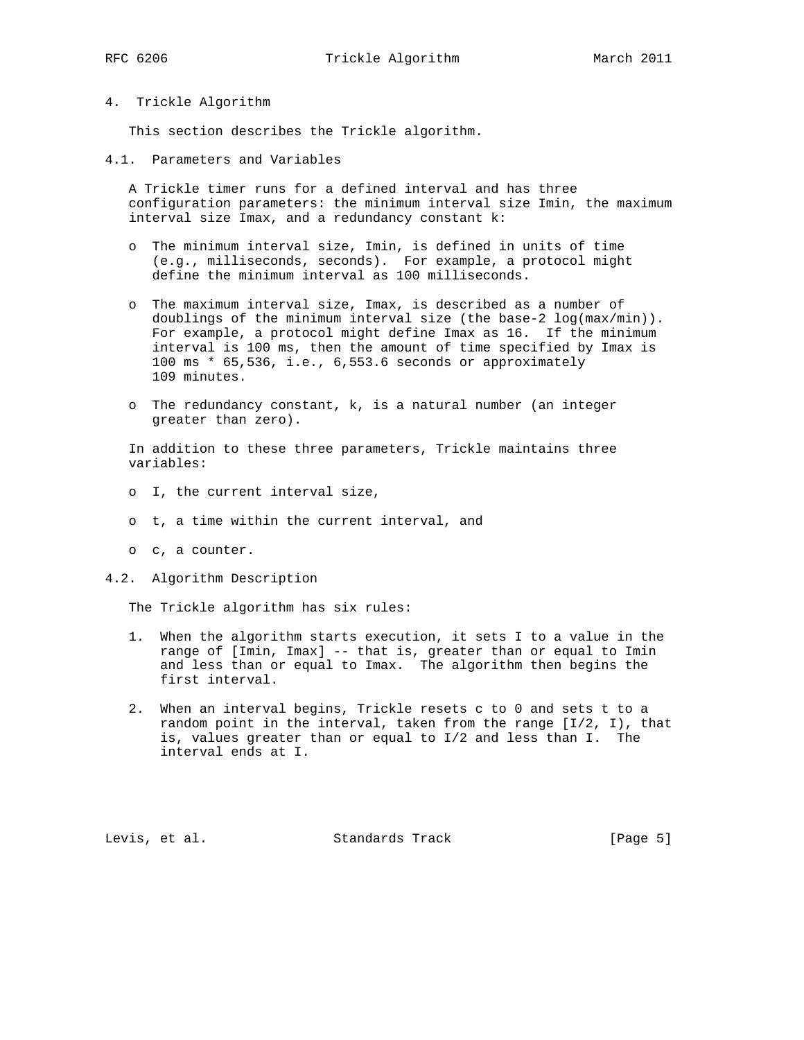# 4. Trickle Algorithm

This section describes the Trickle algorithm.

## 4.1. Parameters and Variables

A Trickle timer runs for a defined interval and has three configuration parameters: the minimum interval size Imin, the maximum interval size Imax, and a redundancy constant k:

- The minimum interval size, Imin, is defined in units of time (e.g., milliseconds, seconds). For example, a protocol might define the minimum interval as 100 milliseconds.

- The maximum interval size, Imax, is described as a number of doublings of the minimum interval size (the base-2 log(max/min)). For example, a protocol might define Imax as 16. If the minimum interval is 100 ms, then the amount of time specified by Imax is 100 ms * 65,536, i.e., 6,553.6 seconds or approximately 109 minutes.

- The redundancy constant, k, is a natural number (an integer greater than zero).

In addition to these three parameters, Trickle maintains three variables:

- I, the current interval size,

- t, a time within the current interval, and

- c, a counter.

## 4.2. Algorithm Description

The Trickle algorithm has six rules:

1. When the algorithm starts execution, it sets I to a value in the range of [Imin, Imax] -- that is, greater than or equal to Imin and less than or equal to Imax. The algorithm then begins the first interval.

2. When an interval begins, Trickle resets c to 0 and sets t to a random point in the interval, taken from the range [I/2, I), that is, values greater than or equal to I/2 and less than I. The interval ends at I.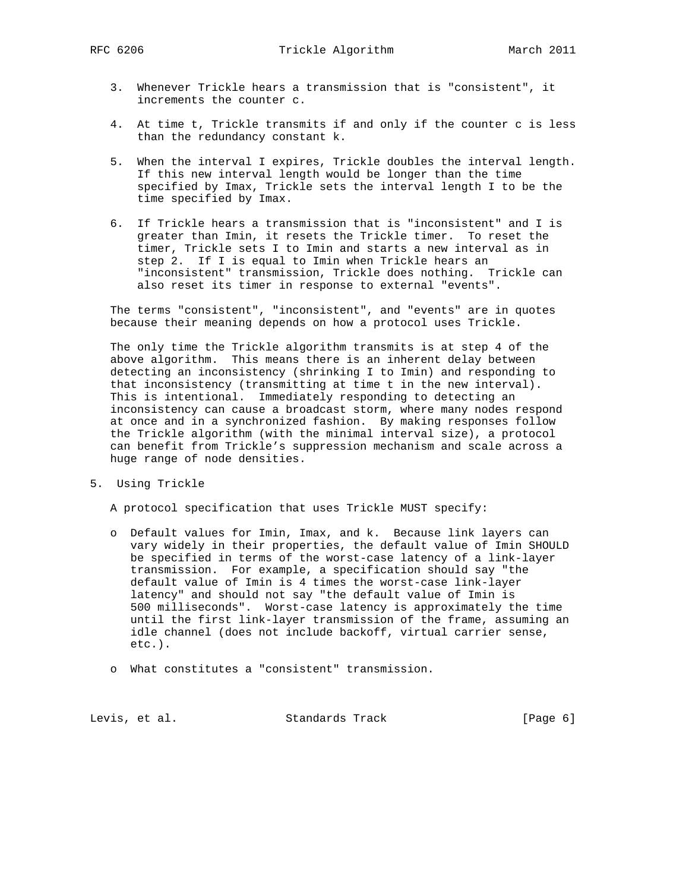3. Whenever Trickle hears a transmission that is "consistent", it increments the counter c.

4. At time t, Trickle transmits if and only if the counter c is less than the redundancy constant k.

5. When the interval I expires, Trickle doubles the interval length. If this new interval length would be longer than the time specified by Imax, Trickle sets the interval length I to be the time specified by Imax.

6. If Trickle hears a transmission that is "inconsistent" and I is greater than Imin, it resets the Trickle timer. To reset the timer, Trickle sets I to Imin and starts a new interval as in step 2. If I is equal to Imin when Trickle hears an "inconsistent" transmission, Trickle does nothing. Trickle can also reset its timer in response to external "events".

The terms "consistent", "inconsistent", and "events" are in quotes because their meaning depends on how a protocol uses Trickle.

The only time the Trickle algorithm transmits is at step 4 of the above algorithm. This means there is an inherent delay between detecting an inconsistency (shrinking I to Imin) and responding to that inconsistency (transmitting at time t in the new interval). This is intentional. Immediately responding to detecting an inconsistency can cause a broadcast storm, where many nodes respond at once and in a synchronized fashion. By making responses follow the Trickle algorithm (with the minimal interval size), a protocol can benefit from Trickle's suppression mechanism and scale across a huge range of node densities.

## 5. Using Trickle

A protocol specification that uses Trickle MUST specify:

- Default values for Imin, Imax, and k. Because link layers can vary widely in their properties, the default value of Imin SHOULD be specified in terms of the worst-case latency of a link-layer transmission. For example, a specification should say "the default value of Imin is 4 times the worst-case link-layer latency" and should not say "the default value of Imin is 500 milliseconds". Worst-case latency is approximately the time until the first link-layer transmission of the frame, assuming an idle channel (does not include backoff, virtual carrier sense, etc.).

- What constitutes a "consistent" transmission.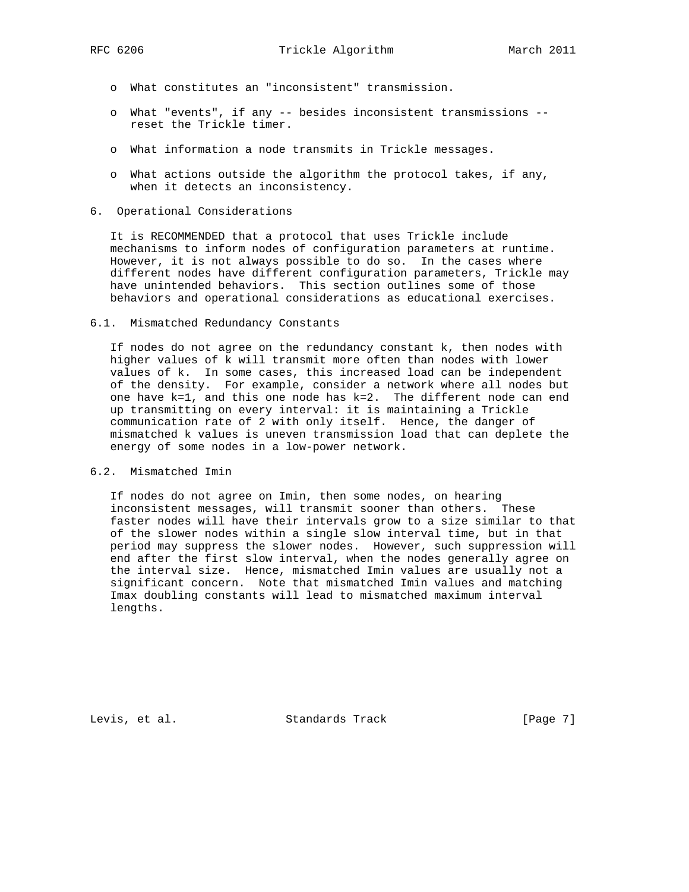- What constitutes an "inconsistent" transmission.
- What "events", if any -- besides inconsistent transmissions -- reset the Trickle timer.
- What information a node transmits in Trickle messages.
- What actions outside the algorithm the protocol takes, if any, when it detects an inconsistency.

## 6. Operational Considerations

It is RECOMMENDED that a protocol that uses Trickle include mechanisms to inform nodes of configuration parameters at runtime. However, it is not always possible to do so. In the cases where different nodes have different configuration parameters, Trickle may have unintended behaviors. This section outlines some of those behaviors and operational considerations as educational exercises.

### 6.1. Mismatched Redundancy Constants

If nodes do not agree on the redundancy constant k, then nodes with higher values of k will transmit more often than nodes with lower values of k. In some cases, this increased load can be independent of the density. For example, consider a network where all nodes but one have k=1, and this one node has k=2. The different node can end up transmitting on every interval: it is maintaining a Trickle communication rate of 2 with only itself. Hence, the danger of mismatched k values is uneven transmission load that can deplete the energy of some nodes in a low-power network.

### 6.2. Mismatched Imin

If nodes do not agree on Imin, then some nodes, on hearing inconsistent messages, will transmit sooner than others. These faster nodes will have their intervals grow to a size similar to that of the slower nodes within a single slow interval time, but in that period may suppress the slower nodes. However, such suppression will end after the first slow interval, when the nodes generally agree on the interval size. Hence, mismatched Imin values are usually not a significant concern. Note that mismatched Imin values and matching Imax doubling constants will lead to mismatched maximum interval lengths.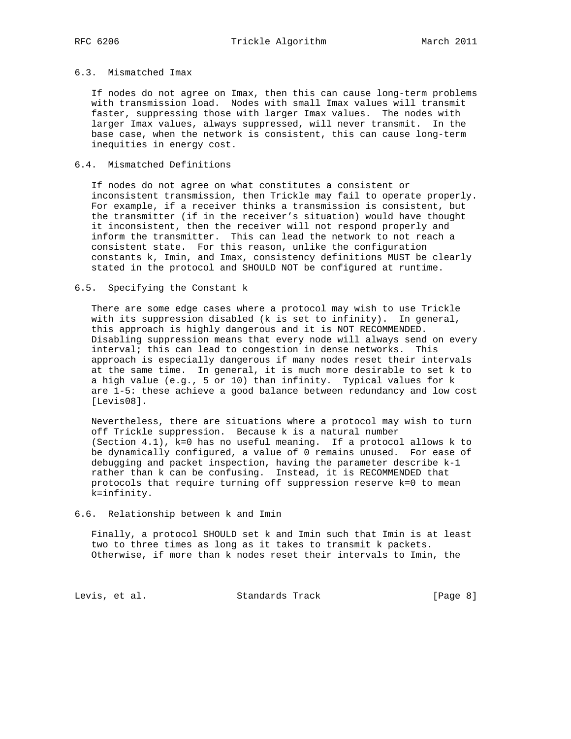### 6.3. Mismatched Imax

If nodes do not agree on Imax, then this can cause long-term problems with transmission load. Nodes with small Imax values will transmit faster, suppressing those with larger Imax values. The nodes with larger Imax values, always suppressed, will never transmit. In the base case, when the network is consistent, this can cause long-term inequities in energy cost.

### 6.4. Mismatched Definitions

If nodes do not agree on what constitutes a consistent or inconsistent transmission, then Trickle may fail to operate properly. For example, if a receiver thinks a transmission is consistent, but the transmitter (if in the receiver's situation) would have thought it inconsistent, then the receiver will not respond properly and inform the transmitter. This can lead the network to not reach a consistent state. For this reason, unlike the configuration constants k, Imin, and Imax, consistency definitions MUST be clearly stated in the protocol and SHOULD NOT be configured at runtime.

### 6.5. Specifying the Constant k

There are some edge cases where a protocol may wish to use Trickle with its suppression disabled (k is set to infinity). In general, this approach is highly dangerous and it is NOT RECOMMENDED. Disabling suppression means that every node will always send on every interval; this can lead to congestion in dense networks. This approach is especially dangerous if many nodes reset their intervals at the same time. In general, it is much more desirable to set k to a high value (e.g., 5 or 10) than infinity. Typical values for k are 1-5: these achieve a good balance between redundancy and low cost [Levis08].

Nevertheless, there are situations where a protocol may wish to turn off Trickle suppression. Because k is a natural number (Section 4.1), k=0 has no useful meaning. If a protocol allows k to be dynamically configured, a value of 0 remains unused. For ease of debugging and packet inspection, having the parameter describe k-1 rather than k can be confusing. Instead, it is RECOMMENDED that protocols that require turning off suppression reserve k=0 to mean k=infinity.

### 6.6. Relationship between k and Imin

Finally, a protocol SHOULD set k and Imin such that Imin is at least two to three times as long as it takes to transmit k packets. Otherwise, if more than k nodes reset their intervals to Imin, the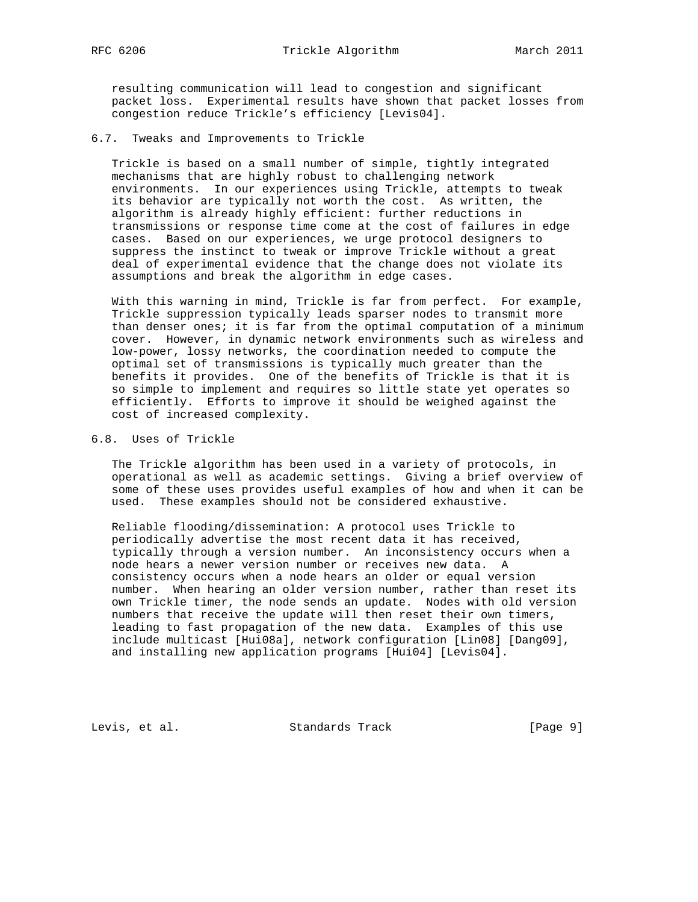resulting communication will lead to congestion and significant packet loss. Experimental results have shown that packet losses from congestion reduce Trickle's efficiency [Levis04].

### 6.7. Tweaks and Improvements to Trickle

Trickle is based on a small number of simple, tightly integrated mechanisms that are highly robust to challenging network environments. In our experiences using Trickle, attempts to tweak its behavior are typically not worth the cost. As written, the algorithm is already highly efficient: further reductions in transmissions or response time come at the cost of failures in edge cases. Based on our experiences, we urge protocol designers to suppress the instinct to tweak or improve Trickle without a great deal of experimental evidence that the change does not violate its assumptions and break the algorithm in edge cases.

With this warning in mind, Trickle is far from perfect. For example, Trickle suppression typically leads sparser nodes to transmit more than denser ones; it is far from the optimal computation of a minimum cover. However, in dynamic network environments such as wireless and low-power, lossy networks, the coordination needed to compute the optimal set of transmissions is typically much greater than the benefits it provides. One of the benefits of Trickle is that it is so simple to implement and requires so little state yet operates so efficiently. Efforts to improve it should be weighed against the cost of increased complexity.

### 6.8. Uses of Trickle

The Trickle algorithm has been used in a variety of protocols, in operational as well as academic settings. Giving a brief overview of some of these uses provides useful examples of how and when it can be used. These examples should not be considered exhaustive.

Reliable flooding/dissemination: A protocol uses Trickle to periodically advertise the most recent data it has received, typically through a version number. An inconsistency occurs when a node hears a newer version number or receives new data. A consistency occurs when a node hears an older or equal version number. When hearing an older version number, rather than reset its own Trickle timer, the node sends an update. Nodes with old version numbers that receive the update will then reset their own timers, leading to fast propagation of the new data. Examples of this use include multicast [Hui08a], network configuration [Lin08] [Dang09], and installing new application programs [Hui04] [Levis04].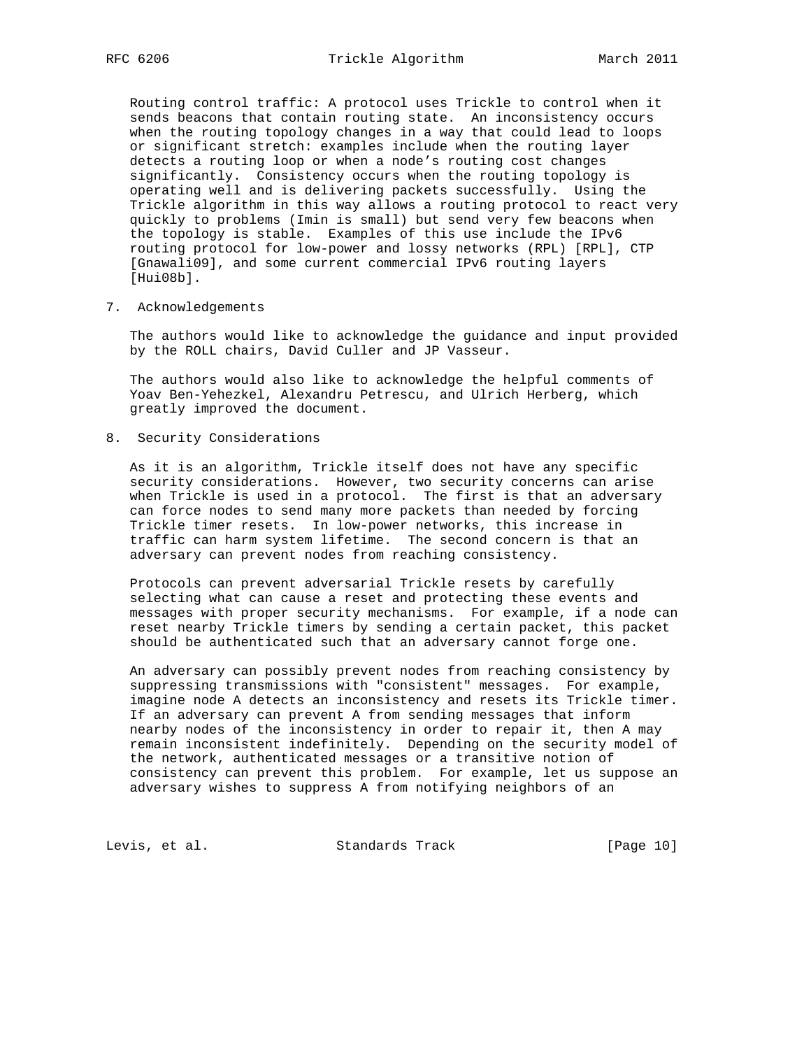Routing control traffic: A protocol uses Trickle to control when it sends beacons that contain routing state. An inconsistency occurs when the routing topology changes in a way that could lead to loops or significant stretch: examples include when the routing layer detects a routing loop or when a node's routing cost changes significantly. Consistency occurs when the routing topology is operating well and is delivering packets successfully. Using the Trickle algorithm in this way allows a routing protocol to react very quickly to problems (Imin is small) but send very few beacons when the topology is stable. Examples of this use include the IPv6 routing protocol for low-power and lossy networks (RPL) [RPL], CTP [Gnawali09], and some current commercial IPv6 routing layers [Hui08b].

## 7. Acknowledgements

The authors would like to acknowledge the guidance and input provided by the ROLL chairs, David Culler and JP Vasseur.

The authors would also like to acknowledge the helpful comments of Yoav Ben-Yehezkel, Alexandru Petrescu, and Ulrich Herberg, which greatly improved the document.

## 8. Security Considerations

As it is an algorithm, Trickle itself does not have any specific security considerations. However, two security concerns can arise when Trickle is used in a protocol. The first is that an adversary can force nodes to send many more packets than needed by forcing Trickle timer resets. In low-power networks, this increase in traffic can harm system lifetime. The second concern is that an adversary can prevent nodes from reaching consistency.

Protocols can prevent adversarial Trickle resets by carefully selecting what can cause a reset and protecting these events and messages with proper security mechanisms. For example, if a node can reset nearby Trickle timers by sending a certain packet, this packet should be authenticated such that an adversary cannot forge one.

An adversary can possibly prevent nodes from reaching consistency by suppressing transmissions with "consistent" messages. For example, imagine node A detects an inconsistency and resets its Trickle timer. If an adversary can prevent A from sending messages that inform nearby nodes of the inconsistency in order to repair it, then A may remain inconsistent indefinitely. Depending on the security model of the network, authenticated messages or a transitive notion of consistency can prevent this problem. For example, let us suppose an adversary wishes to suppress A from notifying neighbors of an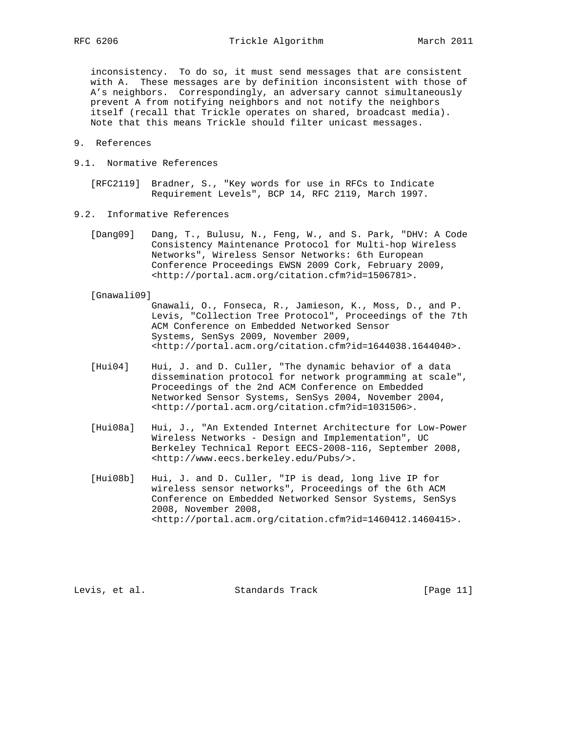inconsistency. To do so, it must send messages that are consistent with A. These messages are by definition inconsistent with those of A's neighbors. Correspondingly, an adversary cannot simultaneously prevent A from notifying neighbors and not notify the neighbors itself (recall that Trickle operates on shared, broadcast media). Note that this means Trickle should filter unicast messages.

# 9. References

## 9.1. Normative References

[RFC2119] Bradner, S., "Key words for use in RFCs to Indicate Requirement Levels", BCP 14, RFC 2119, March 1997.

## 9.2. Informative References

[Dang09] Dang, T., Bulusu, N., Feng, W., and S. Park, "DHV: A Code Consistency Maintenance Protocol for Multi-hop Wireless Networks", Wireless Sensor Networks: 6th European Conference Proceedings EWSN 2009 Cork, February 2009, <http://portal.acm.org/citation.cfm?id=1506781>.

[Gnawali09] Gnawali, O., Fonseca, R., Jamieson, K., Moss, D., and P. Levis, "Collection Tree Protocol", Proceedings of the 7th ACM Conference on Embedded Networked Sensor Systems, SenSys 2009, November 2009, <http://portal.acm.org/citation.cfm?id=1644038.1644040>.

[Hui04] Hui, J. and D. Culler, "The dynamic behavior of a data dissemination protocol for network programming at scale", Proceedings of the 2nd ACM Conference on Embedded Networked Sensor Systems, SenSys 2004, November 2004, <http://portal.acm.org/citation.cfm?id=1031506>.

[Hui08a] Hui, J., "An Extended Internet Architecture for Low-Power Wireless Networks - Design and Implementation", UC Berkeley Technical Report EECS-2008-116, September 2008, <http://www.eecs.berkeley.edu/Pubs/>.

[Hui08b] Hui, J. and D. Culler, "IP is dead, long live IP for wireless sensor networks", Proceedings of the 6th ACM Conference on Embedded Networked Sensor Systems, SenSys 2008, November 2008, <http://portal.acm.org/citation.cfm?id=1460412.1460415>.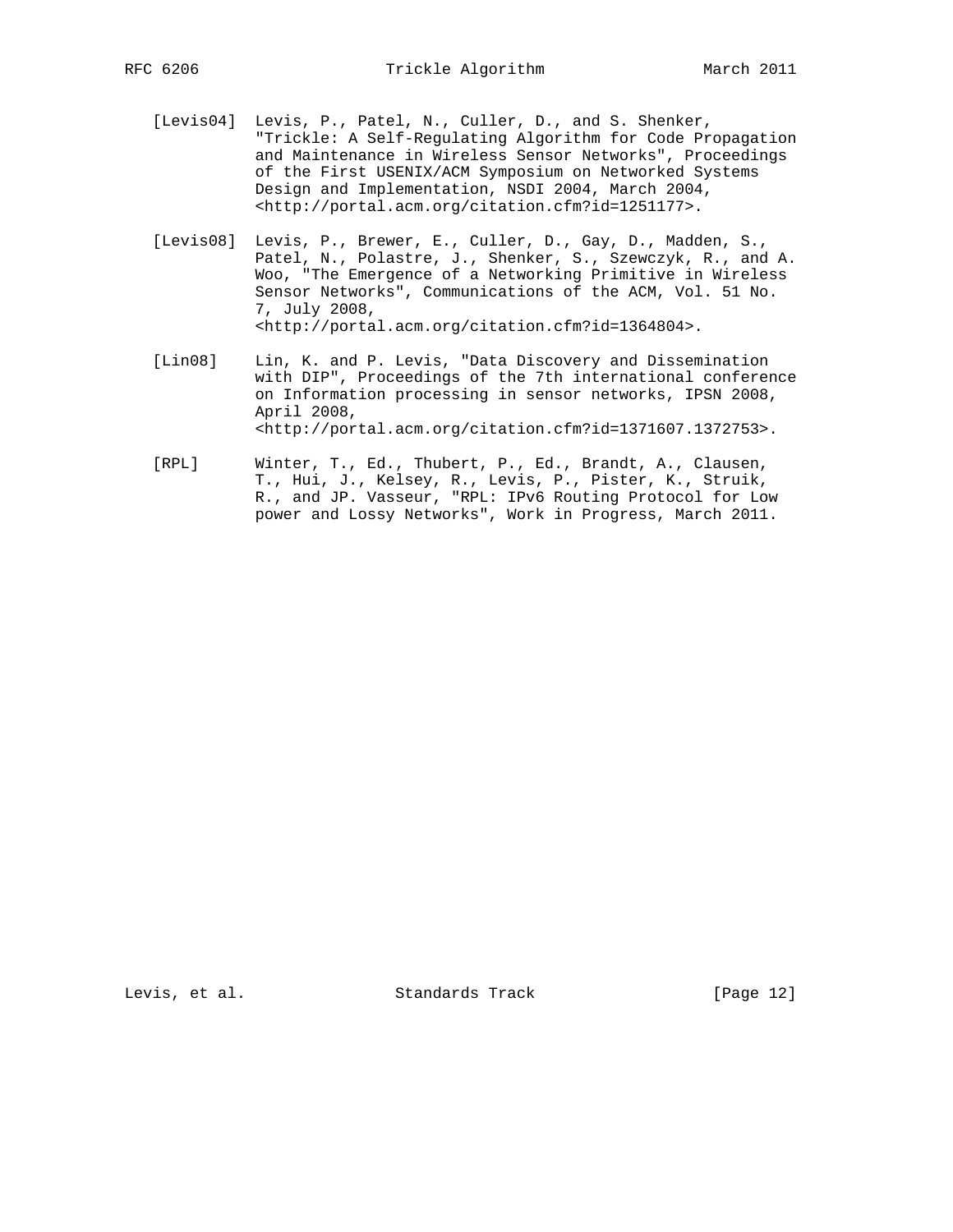[Levis04] Levis, P., Patel, N., Culler, D., and S. Shenker, "Trickle: A Self-Regulating Algorithm for Code Propagation and Maintenance in Wireless Sensor Networks", Proceedings of the First USENIX/ACM Symposium on Networked Systems Design and Implementation, NSDI 2004, March 2004, <http://portal.acm.org/citation.cfm?id=1251177>.

[Levis08] Levis, P., Brewer, E., Culler, D., Gay, D., Madden, S., Patel, N., Polastre, J., Shenker, S., Szewczyk, R., and A. Woo, "The Emergence of a Networking Primitive in Wireless Sensor Networks", Communications of the ACM, Vol. 51 No. 7, July 2008, <http://portal.acm.org/citation.cfm?id=1364804>.

[Lin08] Lin, K. and P. Levis, "Data Discovery and Dissemination with DIP", Proceedings of the 7th international conference on Information processing in sensor networks, IPSN 2008, April 2008, <http://portal.acm.org/citation.cfm?id=1371607.1372753>.

[RPL] Winter, T., Ed., Thubert, P., Ed., Brandt, A., Clausen, T., Hui, J., Kelsey, R., Levis, P., Pister, K., Struik, R., and JP. Vasseur, "RPL: IPv6 Routing Protocol for Low power and Lossy Networks", Work in Progress, March 2011.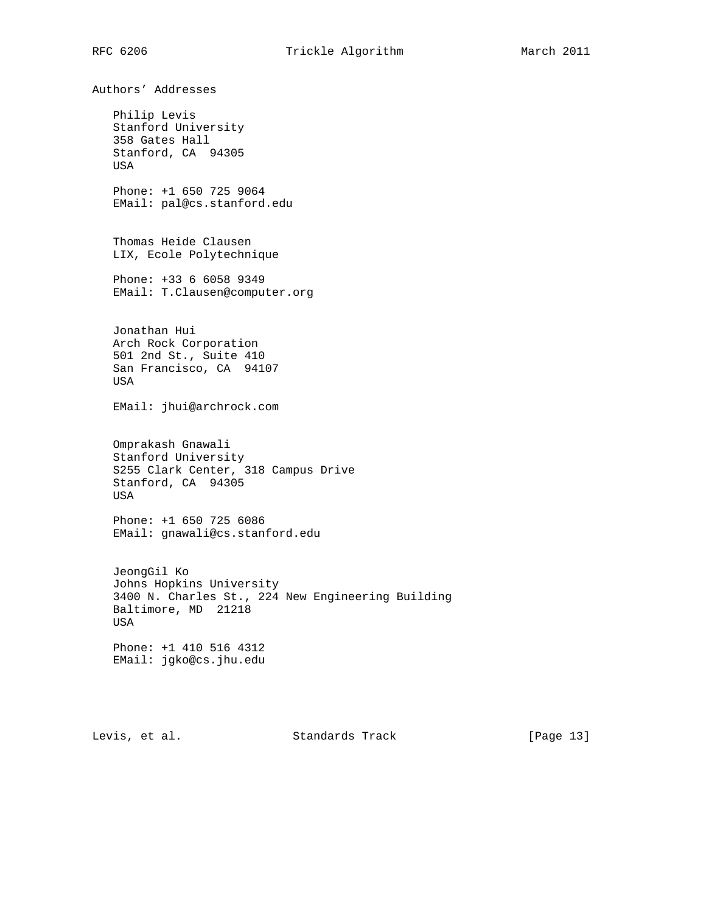## Authors' Addresses

Philip Levis
Stanford University
358 Gates Hall
Stanford, CA  94305
USA

Phone: +1 650 725 9064
EMail: pal@cs.stanford.edu

Thomas Heide Clausen
LIX, Ecole Polytechnique

Phone: +33 6 6058 9349
EMail: T.Clausen@computer.org

Jonathan Hui
Arch Rock Corporation
501 2nd St., Suite 410
San Francisco, CA  94107
USA

EMail: jhui@archrock.com

Omprakash Gnawali
Stanford University
S255 Clark Center, 318 Campus Drive
Stanford, CA  94305
USA

Phone: +1 650 725 6086
EMail: gnawali@cs.stanford.edu

JeongGil Ko
Johns Hopkins University
3400 N. Charles St., 224 New Engineering Building
Baltimore, MD  21218
USA

Phone: +1 410 516 4312
EMail: jgko@cs.jhu.edu